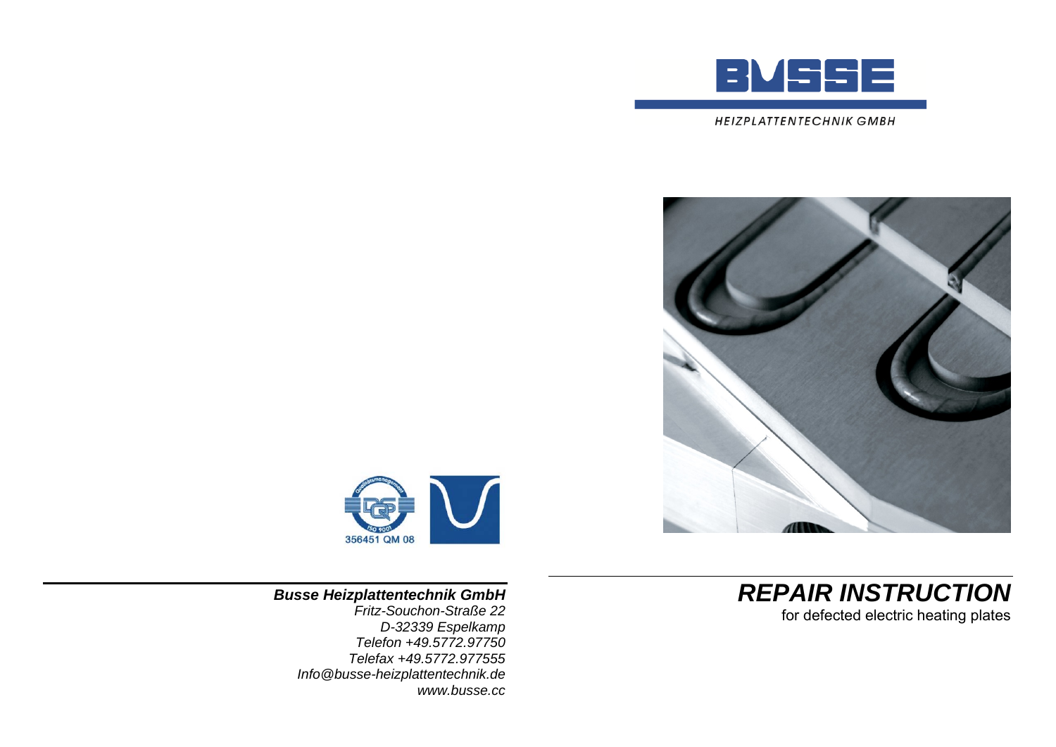BUSSE

HEIZPLATTENTECHNIK GMBH

356451 QM 08

***Busse Heizplattentechnik GmbH***
*Fritz-Souchon-Straße 22*
*D-32339 Espelkamp*
*Telefon +49.5772.97750*
*Telefax +49.5772.977555*
*Info@busse-heizplattentechnik.de*
*www.busse.cc*

# *REPAIR INSTRUCTION*

for defected electric heating plates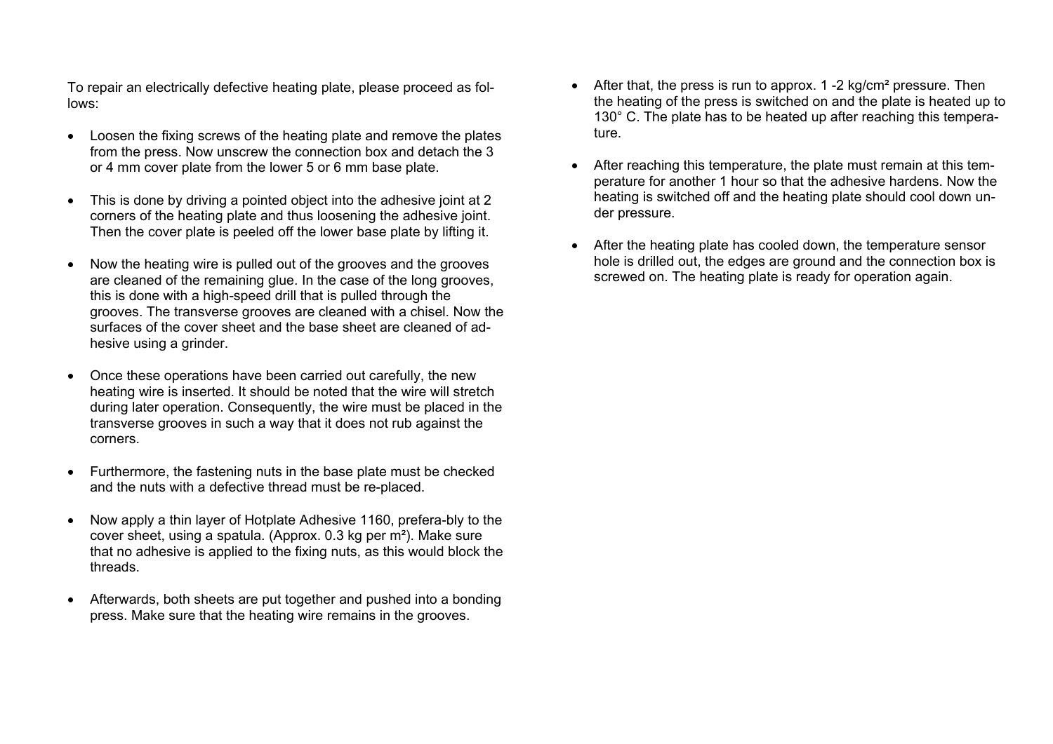To repair an electrically defective heating plate, please proceed as follows:

- Loosen the fixing screws of the heating plate and remove the plates from the press. Now unscrew the connection box and detach the 3 or 4 mm cover plate from the lower 5 or 6 mm base plate.
- This is done by driving a pointed object into the adhesive joint at 2 corners of the heating plate and thus loosening the adhesive joint. Then the cover plate is peeled off the lower base plate by lifting it.
- Now the heating wire is pulled out of the grooves and the grooves are cleaned of the remaining glue. In the case of the long grooves, this is done with a high-speed drill that is pulled through the grooves. The transverse grooves are cleaned with a chisel. Now the surfaces of the cover sheet and the base sheet are cleaned of adhesive using a grinder.
- Once these operations have been carried out carefully, the new heating wire is inserted. It should be noted that the wire will stretch during later operation. Consequently, the wire must be placed in the transverse grooves in such a way that it does not rub against the corners.
- Furthermore, the fastening nuts in the base plate must be checked and the nuts with a defective thread must be re-placed.
- Now apply a thin layer of Hotplate Adhesive 1160, prefera-bly to the cover sheet, using a spatula. (Approx. 0.3 kg per m²). Make sure that no adhesive is applied to the fixing nuts, as this would block the threads.
- Afterwards, both sheets are put together and pushed into a bonding press. Make sure that the heating wire remains in the grooves.
- After that, the press is run to approx. 1 -2 kg/cm² pressure. Then the heating of the press is switched on and the plate is heated up to 130° C. The plate has to be heated up after reaching this temperature.
- After reaching this temperature, the plate must remain at this temperature for another 1 hour so that the adhesive hardens. Now the heating is switched off and the heating plate should cool down under pressure.
- After the heating plate has cooled down, the temperature sensor hole is drilled out, the edges are ground and the connection box is screwed on. The heating plate is ready for operation again.